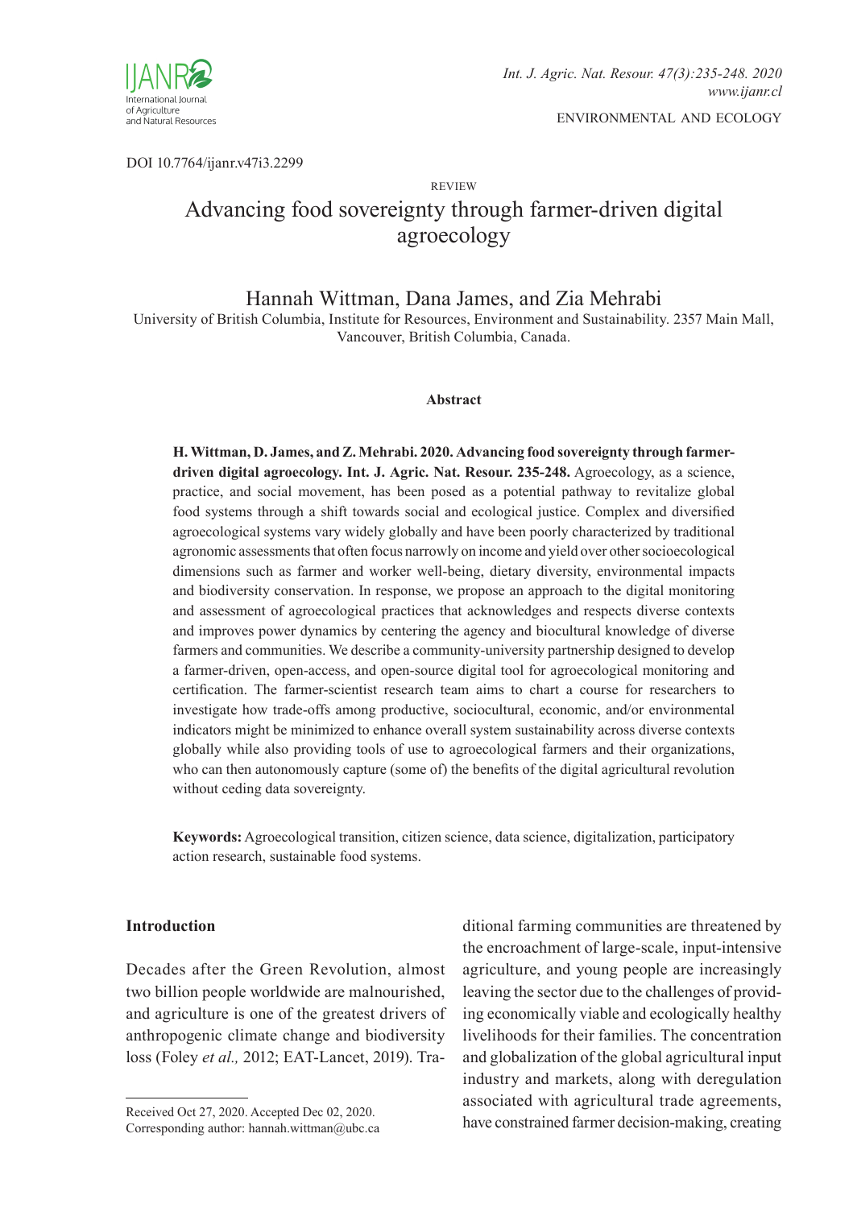DOI 10.7764/ijanr.v47i3.2299

REVIEW

# Advancing food sovereignty through farmer-driven digital agroecology

Hannah Wittman, Dana James, and Zia Mehrabi

University of British Columbia, Institute for Resources, Environment and Sustainability. 2357 Main Mall, Vancouver, British Columbia, Canada.

### Abstract

**H. Wittman, D. James, and Z. Mehrabi. 2020. Advancing food sovereignty through farmer-driven digital agroecology. Int. J. Agric. Nat. Resour. 235-248.** Agroecology, as a science, practice, and social movement, has been posed as a potential pathway to revitalize global food systems through a shift towards social and ecological justice. Complex and diversified agroecological systems vary widely globally and have been poorly characterized by traditional agronomic assessments that often focus narrowly on income and yield over other socioecological dimensions such as farmer and worker well-being, dietary diversity, environmental impacts and biodiversity conservation. In response, we propose an approach to the digital monitoring and assessment of agroecological practices that acknowledges and respects diverse contexts and improves power dynamics by centering the agency and biocultural knowledge of diverse farmers and communities. We describe a community-university partnership designed to develop a farmer-driven, open-access, and open-source digital tool for agroecological monitoring and certification. The farmer-scientist research team aims to chart a course for researchers to investigate how trade-offs among productive, sociocultural, economic, and/or environmental indicators might be minimized to enhance overall system sustainability across diverse contexts globally while also providing tools of use to agroecological farmers and their organizations, who can then autonomously capture (some of) the benefits of the digital agricultural revolution without ceding data sovereignty.

**Keywords:** Agroecological transition, citizen science, data science, digitalization, participatory action research, sustainable food systems.

## Introduction

Decades after the Green Revolution, almost two billion people worldwide are malnourished, and agriculture is one of the greatest drivers of anthropogenic climate change and biodiversity loss (Foley *et al.,* 2012; EAT-Lancet, 2019). Traditional farming communities are threatened by the encroachment of large-scale, input-intensive agriculture, and young people are increasingly leaving the sector due to the challenges of providing economically viable and ecologically healthy livelihoods for their families. The concentration and globalization of the global agricultural input industry and markets, along with deregulation associated with agricultural trade agreements, have constrained farmer decision-making, creating

Received Oct 27, 2020. Accepted Dec 02, 2020.
Corresponding author: hannah.wittman@ubc.ca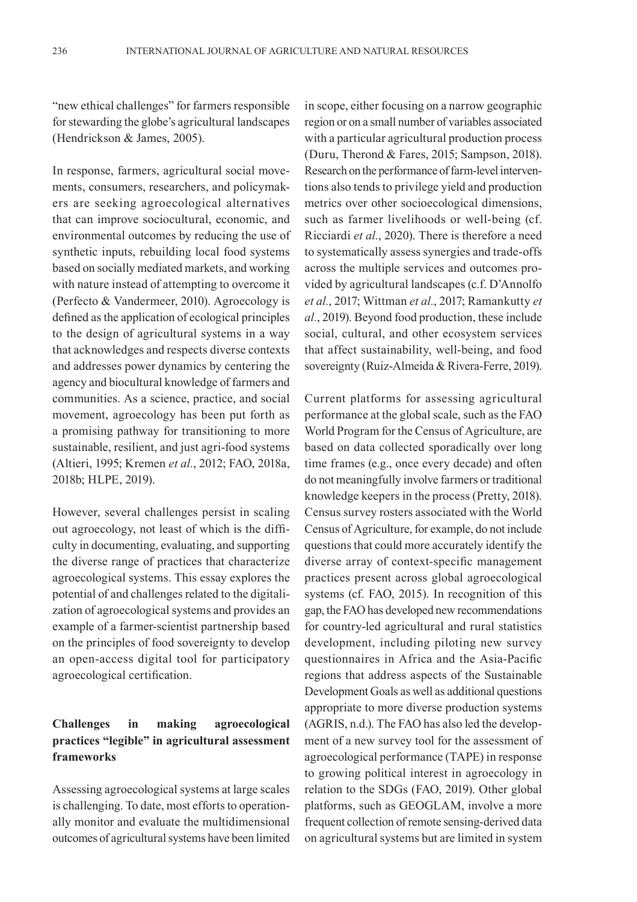"new ethical challenges" for farmers responsible for stewarding the globe's agricultural landscapes (Hendrickson & James, 2005).

In response, farmers, agricultural social movements, consumers, researchers, and policymakers are seeking agroecological alternatives that can improve sociocultural, economic, and environmental outcomes by reducing the use of synthetic inputs, rebuilding local food systems based on socially mediated markets, and working with nature instead of attempting to overcome it (Perfecto & Vandermeer, 2010). Agroecology is defined as the application of ecological principles to the design of agricultural systems in a way that acknowledges and respects diverse contexts and addresses power dynamics by centering the agency and biocultural knowledge of farmers and communities. As a science, practice, and social movement, agroecology has been put forth as a promising pathway for transitioning to more sustainable, resilient, and just agri-food systems (Altieri, 1995; Kremen *et al.*, 2012; FAO, 2018a, 2018b; HLPE, 2019).

However, several challenges persist in scaling out agroecology, not least of which is the difficulty in documenting, evaluating, and supporting the diverse range of practices that characterize agroecological systems. This essay explores the potential of and challenges related to the digitalization of agroecological systems and provides an example of a farmer-scientist partnership based on the principles of food sovereignty to develop an open-access digital tool for participatory agroecological certification.

## Challenges in making agroecological practices "legible" in agricultural assessment frameworks

Assessing agroecological systems at large scales is challenging. To date, most efforts to operationally monitor and evaluate the multidimensional outcomes of agricultural systems have been limited in scope, either focusing on a narrow geographic region or on a small number of variables associated with a particular agricultural production process (Duru, Therond & Fares, 2015; Sampson, 2018). Research on the performance of farm-level interventions also tends to privilege yield and production metrics over other socioecological dimensions, such as farmer livelihoods or well-being (cf. Ricciardi *et al.*, 2020). There is therefore a need to systematically assess synergies and trade-offs across the multiple services and outcomes provided by agricultural landscapes (c.f. D'Annolfo *et al.*, 2017; Wittman *et al.*, 2017; Ramankutty *et al.*, 2019). Beyond food production, these include social, cultural, and other ecosystem services that affect sustainability, well-being, and food sovereignty (Ruiz-Almeida & Rivera-Ferre, 2019).

Current platforms for assessing agricultural performance at the global scale, such as the FAO World Program for the Census of Agriculture, are based on data collected sporadically over long time frames (e.g., once every decade) and often do not meaningfully involve farmers or traditional knowledge keepers in the process (Pretty, 2018). Census survey rosters associated with the World Census of Agriculture, for example, do not include questions that could more accurately identify the diverse array of context-specific management practices present across global agroecological systems (cf. FAO, 2015). In recognition of this gap, the FAO has developed new recommendations for country-led agricultural and rural statistics development, including piloting new survey questionnaires in Africa and the Asia-Pacific regions that address aspects of the Sustainable Development Goals as well as additional questions appropriate to more diverse production systems (AGRIS, n.d.). The FAO has also led the development of a new survey tool for the assessment of agroecological performance (TAPE) in response to growing political interest in agroecology in relation to the SDGs (FAO, 2019). Other global platforms, such as GEOGLAM, involve a more frequent collection of remote sensing-derived data on agricultural systems but are limited in system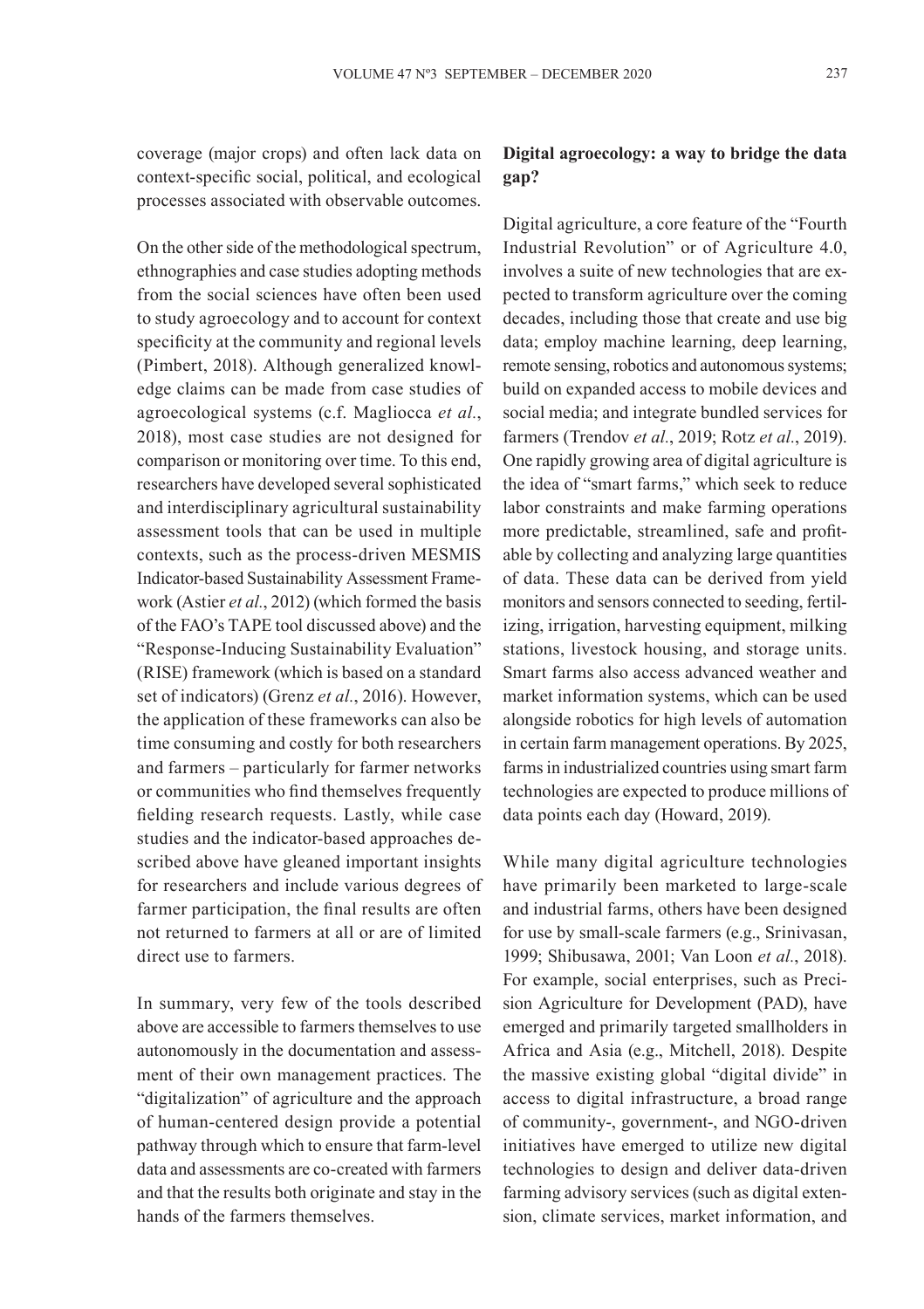coverage (major crops) and often lack data on context-specific social, political, and ecological processes associated with observable outcomes.

On the other side of the methodological spectrum, ethnographies and case studies adopting methods from the social sciences have often been used to study agroecology and to account for context specificity at the community and regional levels (Pimbert, 2018). Although generalized knowledge claims can be made from case studies of agroecological systems (c.f. Magliocca *et al.*, 2018), most case studies are not designed for comparison or monitoring over time. To this end, researchers have developed several sophisticated and interdisciplinary agricultural sustainability assessment tools that can be used in multiple contexts, such as the process-driven MESMIS Indicator-based Sustainability Assessment Framework (Astier *et al.*, 2012) (which formed the basis of the FAO's TAPE tool discussed above) and the "Response-Inducing Sustainability Evaluation" (RISE) framework (which is based on a standard set of indicators) (Grenz *et al.*, 2016). However, the application of these frameworks can also be time consuming and costly for both researchers and farmers – particularly for farmer networks or communities who find themselves frequently fielding research requests. Lastly, while case studies and the indicator-based approaches described above have gleaned important insights for researchers and include various degrees of farmer participation, the final results are often not returned to farmers at all or are of limited direct use to farmers.

In summary, very few of the tools described above are accessible to farmers themselves to use autonomously in the documentation and assessment of their own management practices. The "digitalization" of agriculture and the approach of human-centered design provide a potential pathway through which to ensure that farm-level data and assessments are co-created with farmers and that the results both originate and stay in the hands of the farmers themselves.

**Digital agroecology: a way to bridge the data gap?**

Digital agriculture, a core feature of the "Fourth Industrial Revolution" or of Agriculture 4.0, involves a suite of new technologies that are expected to transform agriculture over the coming decades, including those that create and use big data; employ machine learning, deep learning, remote sensing, robotics and autonomous systems; build on expanded access to mobile devices and social media; and integrate bundled services for farmers (Trendov *et al.*, 2019; Rotz *et al.*, 2019). One rapidly growing area of digital agriculture is the idea of "smart farms," which seek to reduce labor constraints and make farming operations more predictable, streamlined, safe and profitable by collecting and analyzing large quantities of data. These data can be derived from yield monitors and sensors connected to seeding, fertilizing, irrigation, harvesting equipment, milking stations, livestock housing, and storage units. Smart farms also access advanced weather and market information systems, which can be used alongside robotics for high levels of automation in certain farm management operations. By 2025, farms in industrialized countries using smart farm technologies are expected to produce millions of data points each day (Howard, 2019).

While many digital agriculture technologies have primarily been marketed to large-scale and industrial farms, others have been designed for use by small-scale farmers (e.g., Srinivasan, 1999; Shibusawa, 2001; Van Loon *et al.*, 2018). For example, social enterprises, such as Precision Agriculture for Development (PAD), have emerged and primarily targeted smallholders in Africa and Asia (e.g., Mitchell, 2018). Despite the massive existing global "digital divide" in access to digital infrastructure, a broad range of community-, government-, and NGO-driven initiatives have emerged to utilize new digital technologies to design and deliver data-driven farming advisory services (such as digital extension, climate services, market information, and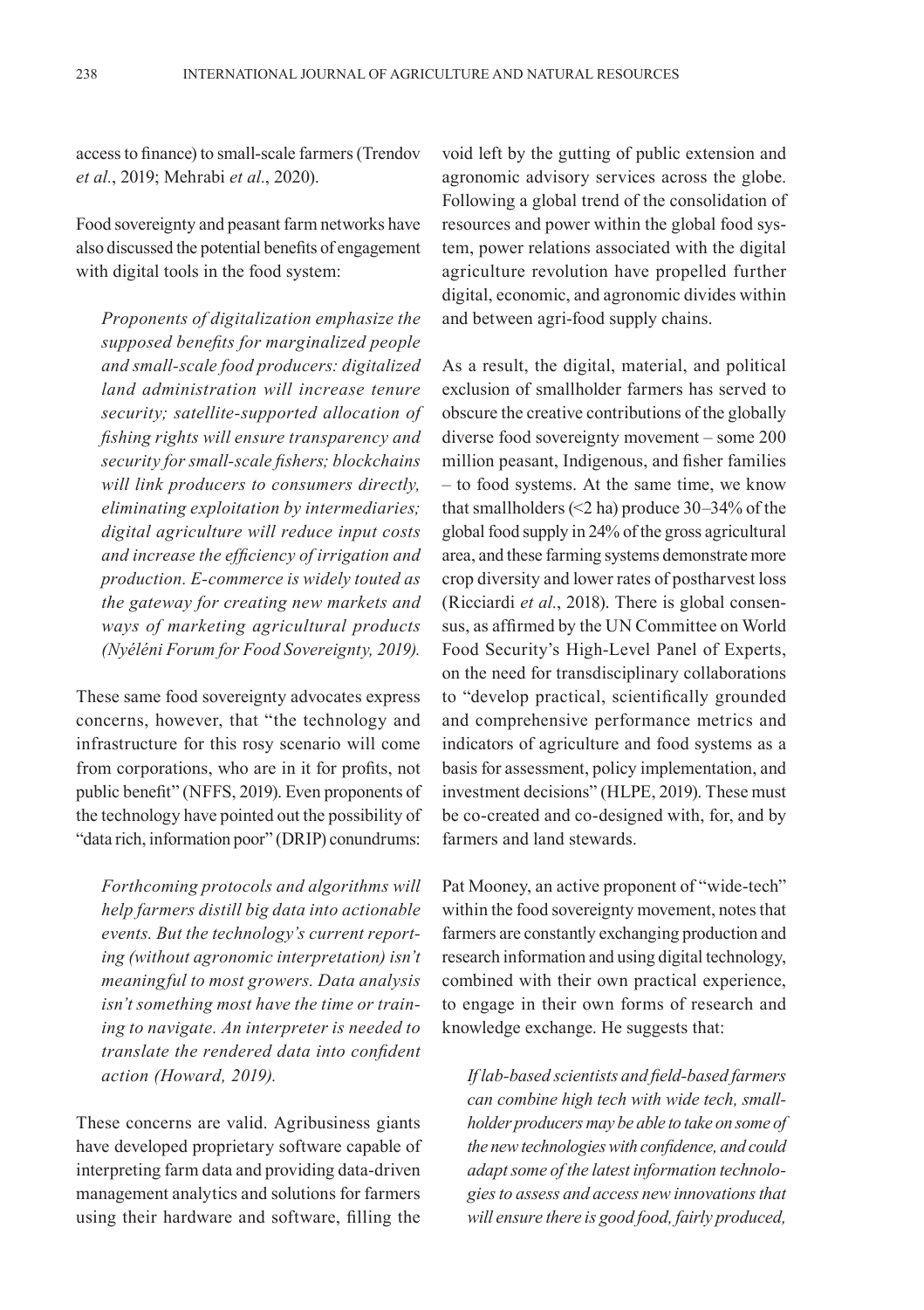access to finance) to small-scale farmers (Trendov *et al.*, 2019; Mehrabi *et al.*, 2020).

Food sovereignty and peasant farm networks have also discussed the potential benefits of engagement with digital tools in the food system:

> *Proponents of digitalization emphasize the supposed benefits for marginalized people and small-scale food producers: digitalized land administration will increase tenure security; satellite-supported allocation of fishing rights will ensure transparency and security for small-scale fishers; blockchains will link producers to consumers directly, eliminating exploitation by intermediaries; digital agriculture will reduce input costs and increase the efficiency of irrigation and production. E-commerce is widely touted as the gateway for creating new markets and ways of marketing agricultural products (Nyéléni Forum for Food Sovereignty, 2019).*

These same food sovereignty advocates express concerns, however, that "the technology and infrastructure for this rosy scenario will come from corporations, who are in it for profits, not public benefit" (NFFS, 2019). Even proponents of the technology have pointed out the possibility of "data rich, information poor" (DRIP) conundrums:

> *Forthcoming protocols and algorithms will help farmers distill big data into actionable events. But the technology's current reporting (without agronomic interpretation) isn't meaningful to most growers. Data analysis isn't something most have the time or training to navigate. An interpreter is needed to translate the rendered data into confident action (Howard, 2019).*

These concerns are valid. Agribusiness giants have developed proprietary software capable of interpreting farm data and providing data-driven management analytics and solutions for farmers using their hardware and software, filling the void left by the gutting of public extension and agronomic advisory services across the globe. Following a global trend of the consolidation of resources and power within the global food system, power relations associated with the digital agriculture revolution have propelled further digital, economic, and agronomic divides within and between agri-food supply chains.

As a result, the digital, material, and political exclusion of smallholder farmers has served to obscure the creative contributions of the globally diverse food sovereignty movement – some 200 million peasant, Indigenous, and fisher families – to food systems. At the same time, we know that smallholders (<2 ha) produce 30–34% of the global food supply in 24% of the gross agricultural area, and these farming systems demonstrate more crop diversity and lower rates of postharvest loss (Ricciardi *et al.*, 2018). There is global consensus, as affirmed by the UN Committee on World Food Security's High-Level Panel of Experts, on the need for transdisciplinary collaborations to "develop practical, scientifically grounded and comprehensive performance metrics and indicators of agriculture and food systems as a basis for assessment, policy implementation, and investment decisions" (HLPE, 2019). These must be co-created and co-designed with, for, and by farmers and land stewards.

Pat Mooney, an active proponent of "wide-tech" within the food sovereignty movement, notes that farmers are constantly exchanging production and research information and using digital technology, combined with their own practical experience, to engage in their own forms of research and knowledge exchange. He suggests that:

> *If lab-based scientists and field-based farmers can combine high tech with wide tech, smallholder producers may be able to take on some of the new technologies with confidence, and could adapt some of the latest information technologies to assess and access new innovations that will ensure there is good food, fairly produced,*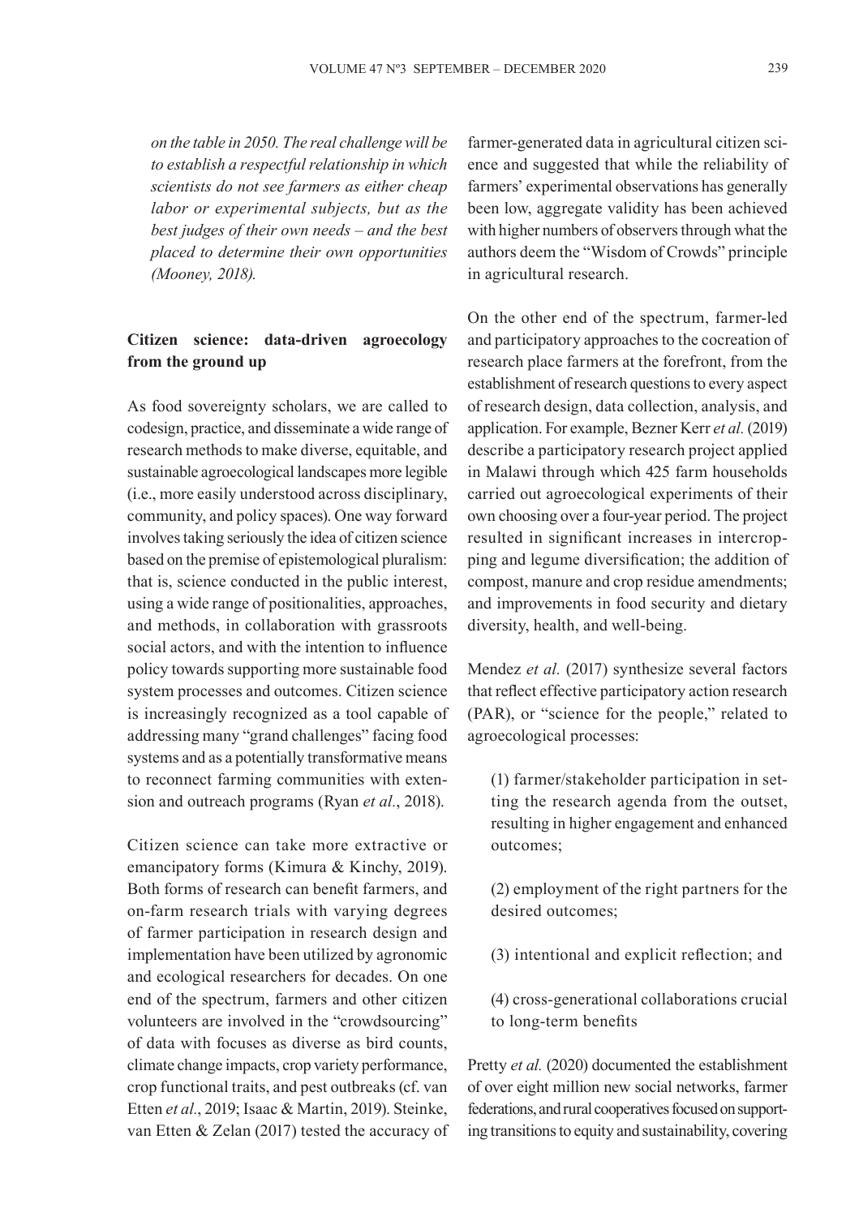*on the table in 2050. The real challenge will be to establish a respectful relationship in which scientists do not see farmers as either cheap labor or experimental subjects, but as the best judges of their own needs – and the best placed to determine their own opportunities (Mooney, 2018).*

## Citizen science: data-driven agroecology from the ground up

As food sovereignty scholars, we are called to codesign, practice, and disseminate a wide range of research methods to make diverse, equitable, and sustainable agroecological landscapes more legible (i.e., more easily understood across disciplinary, community, and policy spaces). One way forward involves taking seriously the idea of citizen science based on the premise of epistemological pluralism: that is, science conducted in the public interest, using a wide range of positionalities, approaches, and methods, in collaboration with grassroots social actors, and with the intention to influence policy towards supporting more sustainable food system processes and outcomes. Citizen science is increasingly recognized as a tool capable of addressing many "grand challenges" facing food systems and as a potentially transformative means to reconnect farming communities with extension and outreach programs (Ryan *et al.*, 2018).

Citizen science can take more extractive or emancipatory forms (Kimura & Kinchy, 2019). Both forms of research can benefit farmers, and on-farm research trials with varying degrees of farmer participation in research design and implementation have been utilized by agronomic and ecological researchers for decades. On one end of the spectrum, farmers and other citizen volunteers are involved in the "crowdsourcing" of data with focuses as diverse as bird counts, climate change impacts, crop variety performance, crop functional traits, and pest outbreaks (cf. van Etten *et al.*, 2019; Isaac & Martin, 2019). Steinke, van Etten & Zelan (2017) tested the accuracy of farmer-generated data in agricultural citizen science and suggested that while the reliability of farmers' experimental observations has generally been low, aggregate validity has been achieved with higher numbers of observers through what the authors deem the "Wisdom of Crowds" principle in agricultural research.

On the other end of the spectrum, farmer-led and participatory approaches to the cocreation of research place farmers at the forefront, from the establishment of research questions to every aspect of research design, data collection, analysis, and application. For example, Bezner Kerr *et al.* (2019) describe a participatory research project applied in Malawi through which 425 farm households carried out agroecological experiments of their own choosing over a four-year period. The project resulted in significant increases in intercropping and legume diversification; the addition of compost, manure and crop residue amendments; and improvements in food security and dietary diversity, health, and well-being.

Mendez *et al.* (2017) synthesize several factors that reflect effective participatory action research (PAR), or "science for the people," related to agroecological processes:

> (1) farmer/stakeholder participation in setting the research agenda from the outset, resulting in higher engagement and enhanced outcomes;
>
> (2) employment of the right partners for the desired outcomes;
>
> (3) intentional and explicit reflection; and
>
> (4) cross-generational collaborations crucial to long-term benefits

Pretty *et al.* (2020) documented the establishment of over eight million new social networks, farmer federations, and rural cooperatives focused on supporting transitions to equity and sustainability, covering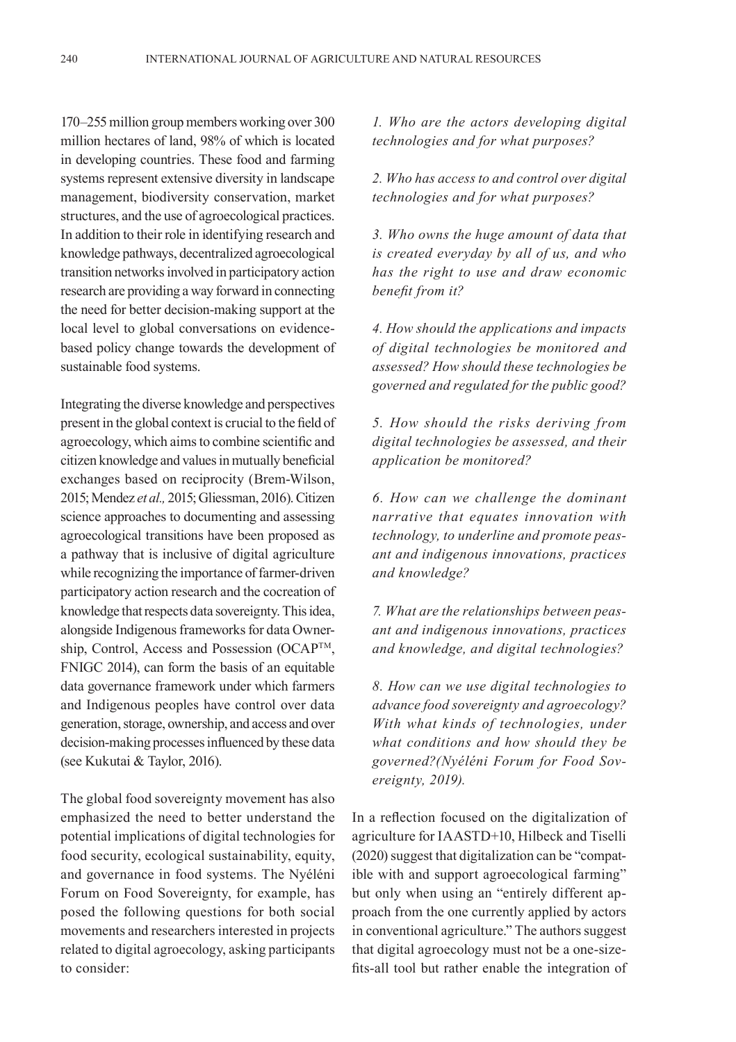170–255 million group members working over 300 million hectares of land, 98% of which is located in developing countries. These food and farming systems represent extensive diversity in landscape management, biodiversity conservation, market structures, and the use of agroecological practices. In addition to their role in identifying research and knowledge pathways, decentralized agroecological transition networks involved in participatory action research are providing a way forward in connecting the need for better decision-making support at the local level to global conversations on evidence-based policy change towards the development of sustainable food systems.

Integrating the diverse knowledge and perspectives present in the global context is crucial to the field of agroecology, which aims to combine scientific and citizen knowledge and values in mutually beneficial exchanges based on reciprocity (Brem-Wilson, 2015; Mendez *et al.,* 2015; Gliessman, 2016). Citizen science approaches to documenting and assessing agroecological transitions have been proposed as a pathway that is inclusive of digital agriculture while recognizing the importance of farmer-driven participatory action research and the cocreation of knowledge that respects data sovereignty. This idea, alongside Indigenous frameworks for data Ownership, Control, Access and Possession (OCAP™, FNIGC 2014), can form the basis of an equitable data governance framework under which farmers and Indigenous peoples have control over data generation, storage, ownership, and access and over decision-making processes influenced by these data (see Kukutai & Taylor, 2016).

The global food sovereignty movement has also emphasized the need to better understand the potential implications of digital technologies for food security, ecological sustainability, equity, and governance in food systems. The Nyéléni Forum on Food Sovereignty, for example, has posed the following questions for both social movements and researchers interested in projects related to digital agroecology, asking participants to consider:

*1. Who are the actors developing digital technologies and for what purposes?*

*2. Who has access to and control over digital technologies and for what purposes?*

*3. Who owns the huge amount of data that is created everyday by all of us, and who has the right to use and draw economic benefit from it?*

*4. How should the applications and impacts of digital technologies be monitored and assessed? How should these technologies be governed and regulated for the public good?*

*5. How should the risks deriving from digital technologies be assessed, and their application be monitored?*

*6. How can we challenge the dominant narrative that equates innovation with technology, to underline and promote peasant and indigenous innovations, practices and knowledge?*

*7. What are the relationships between peasant and indigenous innovations, practices and knowledge, and digital technologies?*

*8. How can we use digital technologies to advance food sovereignty and agroecology? With what kinds of technologies, under what conditions and how should they be governed?(Nyéléni Forum for Food Sovereignty, 2019).*

In a reflection focused on the digitalization of agriculture for IAASTD+10, Hilbeck and Tiselli (2020) suggest that digitalization can be "compatible with and support agroecological farming" but only when using an "entirely different approach from the one currently applied by actors in conventional agriculture." The authors suggest that digital agroecology must not be a one-size-fits-all tool but rather enable the integration of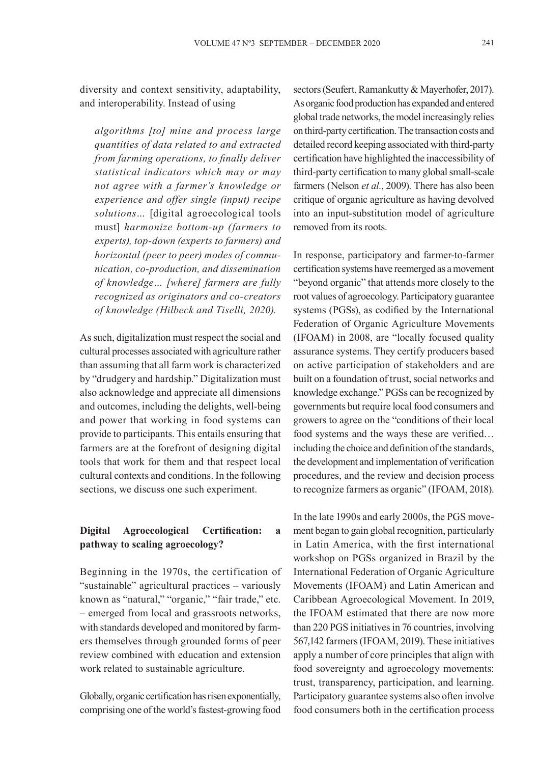diversity and context sensitivity, adaptability, and interoperability. Instead of using

> *algorithms [to] mine and process large quantities of data related to and extracted from farming operations, to finally deliver statistical indicators which may or may not agree with a farmer's knowledge or experience and offer single (input) recipe solutions...* [digital agroecological tools must] *harmonize bottom-up (farmers to experts), top-down (experts to farmers) and horizontal (peer to peer) modes of communication, co-production, and dissemination of knowledge... [where] farmers are fully recognized as originators and co-creators of knowledge (Hilbeck and Tiselli, 2020).*

As such, digitalization must respect the social and cultural processes associated with agriculture rather than assuming that all farm work is characterized by "drudgery and hardship." Digitalization must also acknowledge and appreciate all dimensions and outcomes, including the delights, well-being and power that working in food systems can provide to participants. This entails ensuring that farmers are at the forefront of designing digital tools that work for them and that respect local cultural contexts and conditions. In the following sections, we discuss one such experiment.

## Digital Agroecological Certification: a pathway to scaling agroecology?

Beginning in the 1970s, the certification of "sustainable" agricultural practices – variously known as "natural," "organic," "fair trade," etc. – emerged from local and grassroots networks, with standards developed and monitored by farmers themselves through grounded forms of peer review combined with education and extension work related to sustainable agriculture.

Globally, organic certification has risen exponentially, comprising one of the world's fastest-growing food sectors (Seufert, Ramankutty & Mayerhofer, 2017). As organic food production has expanded and entered global trade networks, the model increasingly relies on third-party certification. The transaction costs and detailed record keeping associated with third-party certification have highlighted the inaccessibility of third-party certification to many global small-scale farmers (Nelson *et al*., 2009). There has also been critique of organic agriculture as having devolved into an input-substitution model of agriculture removed from its roots.

In response, participatory and farmer-to-farmer certification systems have reemerged as a movement "beyond organic" that attends more closely to the root values of agroecology. Participatory guarantee systems (PGSs), as codified by the International Federation of Organic Agriculture Movements (IFOAM) in 2008, are "locally focused quality assurance systems. They certify producers based on active participation of stakeholders and are built on a foundation of trust, social networks and knowledge exchange." PGSs can be recognized by governments but require local food consumers and growers to agree on the "conditions of their local food systems and the ways these are verified… including the choice and definition of the standards, the development and implementation of verification procedures, and the review and decision process to recognize farmers as organic" (IFOAM, 2018).

In the late 1990s and early 2000s, the PGS movement began to gain global recognition, particularly in Latin America, with the first international workshop on PGSs organized in Brazil by the International Federation of Organic Agriculture Movements (IFOAM) and Latin American and Caribbean Agroecological Movement. In 2019, the IFOAM estimated that there are now more than 220 PGS initiatives in 76 countries, involving 567,142 farmers (IFOAM, 2019). These initiatives apply a number of core principles that align with food sovereignty and agroecology movements: trust, transparency, participation, and learning. Participatory guarantee systems also often involve food consumers both in the certification process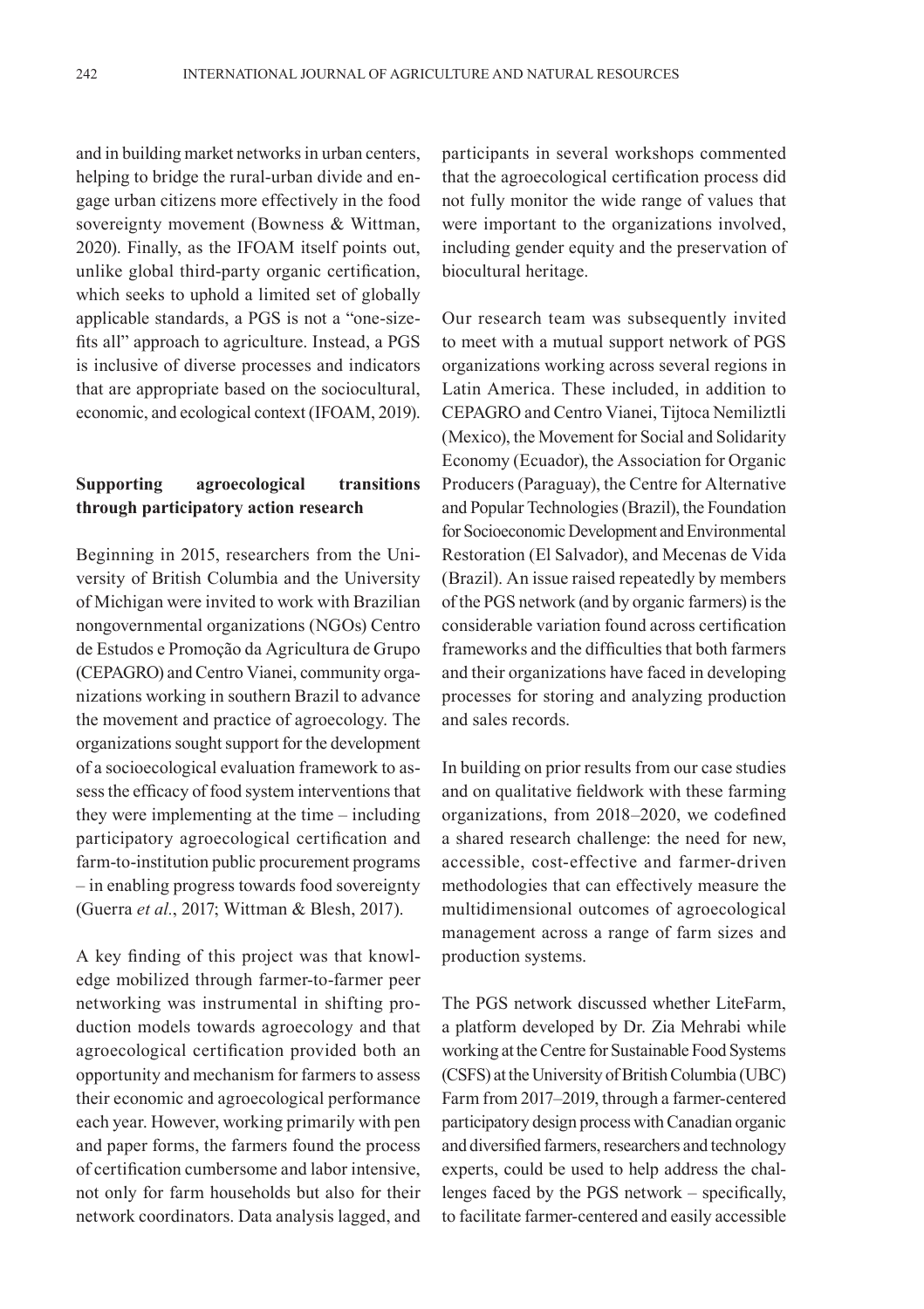and in building market networks in urban centers, helping to bridge the rural-urban divide and engage urban citizens more effectively in the food sovereignty movement (Bowness & Wittman, 2020). Finally, as the IFOAM itself points out, unlike global third-party organic certification, which seeks to uphold a limited set of globally applicable standards, a PGS is not a "one-size-fits all" approach to agriculture. Instead, a PGS is inclusive of diverse processes and indicators that are appropriate based on the sociocultural, economic, and ecological context (IFOAM, 2019).

## Supporting agroecological transitions through participatory action research

Beginning in 2015, researchers from the University of British Columbia and the University of Michigan were invited to work with Brazilian nongovernmental organizations (NGOs) Centro de Estudos e Promoção da Agricultura de Grupo (CEPAGRO) and Centro Vianei, community organizations working in southern Brazil to advance the movement and practice of agroecology. The organizations sought support for the development of a socioecological evaluation framework to assess the efficacy of food system interventions that they were implementing at the time – including participatory agroecological certification and farm-to-institution public procurement programs – in enabling progress towards food sovereignty (Guerra *et al.*, 2017; Wittman & Blesh, 2017).

A key finding of this project was that knowledge mobilized through farmer-to-farmer peer networking was instrumental in shifting production models towards agroecology and that agroecological certification provided both an opportunity and mechanism for farmers to assess their economic and agroecological performance each year. However, working primarily with pen and paper forms, the farmers found the process of certification cumbersome and labor intensive, not only for farm households but also for their network coordinators. Data analysis lagged, and participants in several workshops commented that the agroecological certification process did not fully monitor the wide range of values that were important to the organizations involved, including gender equity and the preservation of biocultural heritage.

Our research team was subsequently invited to meet with a mutual support network of PGS organizations working across several regions in Latin America. These included, in addition to CEPAGRO and Centro Vianei, Tijtoca Nemiliztli (Mexico), the Movement for Social and Solidarity Economy (Ecuador), the Association for Organic Producers (Paraguay), the Centre for Alternative and Popular Technologies (Brazil), the Foundation for Socioeconomic Development and Environmental Restoration (El Salvador), and Mecenas de Vida (Brazil). An issue raised repeatedly by members of the PGS network (and by organic farmers) is the considerable variation found across certification frameworks and the difficulties that both farmers and their organizations have faced in developing processes for storing and analyzing production and sales records.

In building on prior results from our case studies and on qualitative fieldwork with these farming organizations, from 2018–2020, we codefined a shared research challenge: the need for new, accessible, cost-effective and farmer-driven methodologies that can effectively measure the multidimensional outcomes of agroecological management across a range of farm sizes and production systems.

The PGS network discussed whether LiteFarm, a platform developed by Dr. Zia Mehrabi while working at the Centre for Sustainable Food Systems (CSFS) at the University of British Columbia (UBC) Farm from 2017–2019, through a farmer-centered participatory design process with Canadian organic and diversified farmers, researchers and technology experts, could be used to help address the challenges faced by the PGS network – specifically, to facilitate farmer-centered and easily accessible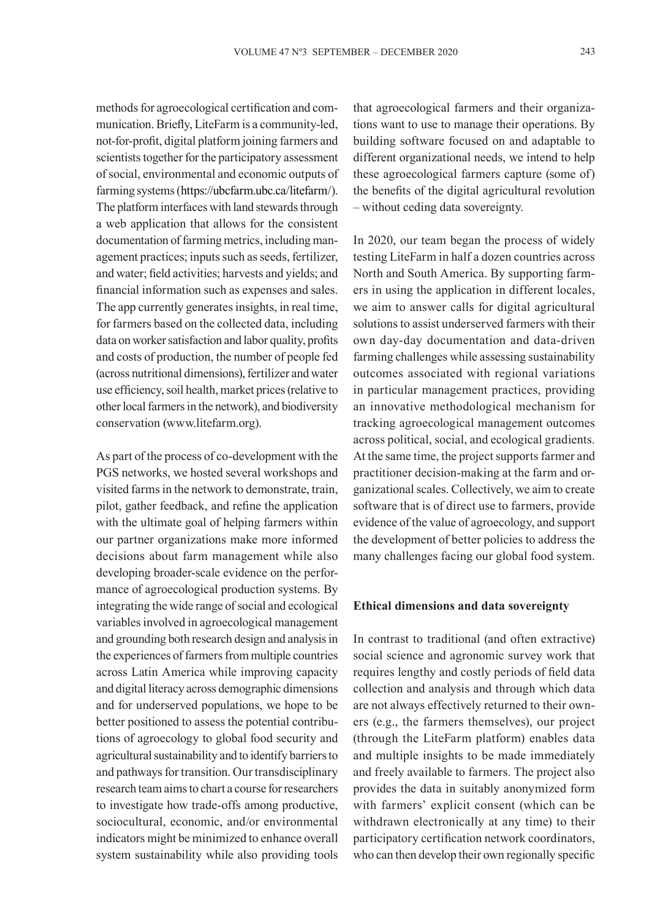methods for agroecological certification and communication. Briefly, LiteFarm is a community-led, not-for-profit, digital platform joining farmers and scientists together for the participatory assessment of social, environmental and economic outputs of farming systems (https://ubcfarm.ubc.ca/litefarm/). The platform interfaces with land stewards through a web application that allows for the consistent documentation of farming metrics, including management practices; inputs such as seeds, fertilizer, and water; field activities; harvests and yields; and financial information such as expenses and sales. The app currently generates insights, in real time, for farmers based on the collected data, including data on worker satisfaction and labor quality, profits and costs of production, the number of people fed (across nutritional dimensions), fertilizer and water use efficiency, soil health, market prices (relative to other local farmers in the network), and biodiversity conservation (www.litefarm.org).

As part of the process of co-development with the PGS networks, we hosted several workshops and visited farms in the network to demonstrate, train, pilot, gather feedback, and refine the application with the ultimate goal of helping farmers within our partner organizations make more informed decisions about farm management while also developing broader-scale evidence on the performance of agroecological production systems. By integrating the wide range of social and ecological variables involved in agroecological management and grounding both research design and analysis in the experiences of farmers from multiple countries across Latin America while improving capacity and digital literacy across demographic dimensions and for underserved populations, we hope to be better positioned to assess the potential contributions of agroecology to global food security and agricultural sustainability and to identify barriers to and pathways for transition. Our transdisciplinary research team aims to chart a course for researchers to investigate how trade-offs among productive, sociocultural, economic, and/or environmental indicators might be minimized to enhance overall system sustainability while also providing tools that agroecological farmers and their organizations want to use to manage their operations. By building software focused on and adaptable to different organizational needs, we intend to help these agroecological farmers capture (some of) the benefits of the digital agricultural revolution – without ceding data sovereignty.

In 2020, our team began the process of widely testing LiteFarm in half a dozen countries across North and South America. By supporting farmers in using the application in different locales, we aim to answer calls for digital agricultural solutions to assist underserved farmers with their own day-day documentation and data-driven farming challenges while assessing sustainability outcomes associated with regional variations in particular management practices, providing an innovative methodological mechanism for tracking agroecological management outcomes across political, social, and ecological gradients. At the same time, the project supports farmer and practitioner decision-making at the farm and organizational scales. Collectively, we aim to create software that is of direct use to farmers, provide evidence of the value of agroecology, and support the development of better policies to address the many challenges facing our global food system.

## Ethical dimensions and data sovereignty

In contrast to traditional (and often extractive) social science and agronomic survey work that requires lengthy and costly periods of field data collection and analysis and through which data are not always effectively returned to their owners (e.g., the farmers themselves), our project (through the LiteFarm platform) enables data and multiple insights to be made immediately and freely available to farmers. The project also provides the data in suitably anonymized form with farmers' explicit consent (which can be withdrawn electronically at any time) to their participatory certification network coordinators, who can then develop their own regionally specific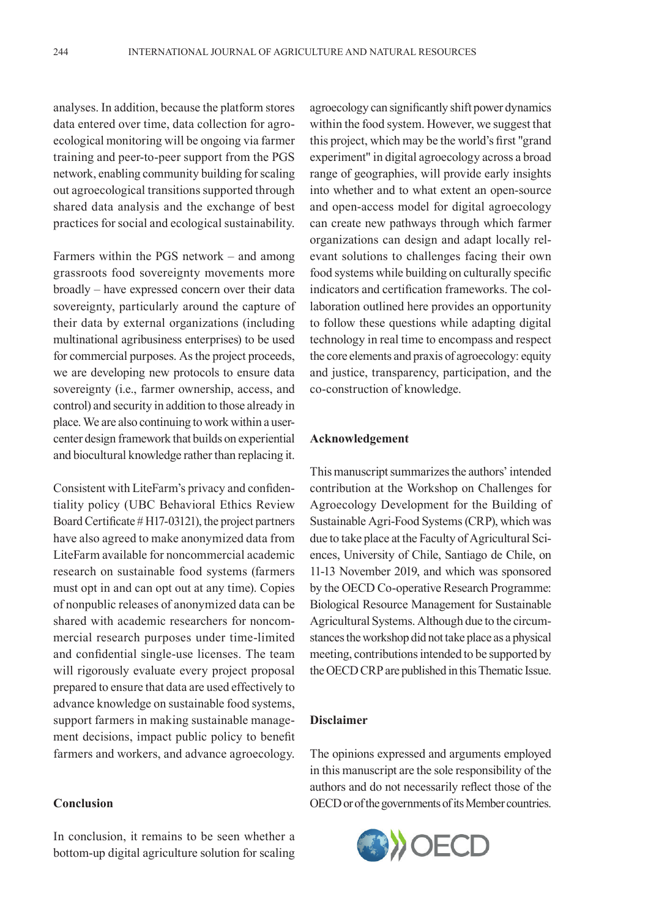analyses. In addition, because the platform stores data entered over time, data collection for agroecological monitoring will be ongoing via farmer training and peer-to-peer support from the PGS network, enabling community building for scaling out agroecological transitions supported through shared data analysis and the exchange of best practices for social and ecological sustainability.

Farmers within the PGS network – and among grassroots food sovereignty movements more broadly – have expressed concern over their data sovereignty, particularly around the capture of their data by external organizations (including multinational agribusiness enterprises) to be used for commercial purposes. As the project proceeds, we are developing new protocols to ensure data sovereignty (i.e., farmer ownership, access, and control) and security in addition to those already in place. We are also continuing to work within a user-center design framework that builds on experiential and biocultural knowledge rather than replacing it.

Consistent with LiteFarm's privacy and confidentiality policy (UBC Behavioral Ethics Review Board Certificate # H17-03121), the project partners have also agreed to make anonymized data from LiteFarm available for noncommercial academic research on sustainable food systems (farmers must opt in and can opt out at any time). Copies of nonpublic releases of anonymized data can be shared with academic researchers for noncommercial research purposes under time-limited and confidential single-use licenses. The team will rigorously evaluate every project proposal prepared to ensure that data are used effectively to advance knowledge on sustainable food systems, support farmers in making sustainable management decisions, impact public policy to benefit farmers and workers, and advance agroecology.

## Conclusion

In conclusion, it remains to be seen whether a bottom-up digital agriculture solution for scaling agroecology can significantly shift power dynamics within the food system. However, we suggest that this project, which may be the world's first "grand experiment" in digital agroecology across a broad range of geographies, will provide early insights into whether and to what extent an open-source and open-access model for digital agroecology can create new pathways through which farmer organizations can design and adapt locally relevant solutions to challenges facing their own food systems while building on culturally specific indicators and certification frameworks. The collaboration outlined here provides an opportunity to follow these questions while adapting digital technology in real time to encompass and respect the core elements and praxis of agroecology: equity and justice, transparency, participation, and the co-construction of knowledge.

## Acknowledgement

This manuscript summarizes the authors' intended contribution at the Workshop on Challenges for Agroecology Development for the Building of Sustainable Agri-Food Systems (CRP), which was due to take place at the Faculty of Agricultural Sciences, University of Chile, Santiago de Chile, on 11-13 November 2019, and which was sponsored by the OECD Co-operative Research Programme: Biological Resource Management for Sustainable Agricultural Systems. Although due to the circumstances the workshop did not take place as a physical meeting, contributions intended to be supported by the OECD CRP are published in this Thematic Issue.

## Disclaimer

The opinions expressed and arguments employed in this manuscript are the sole responsibility of the authors and do not necessarily reflect those of the OECD or of the governments of its Member countries.

OECD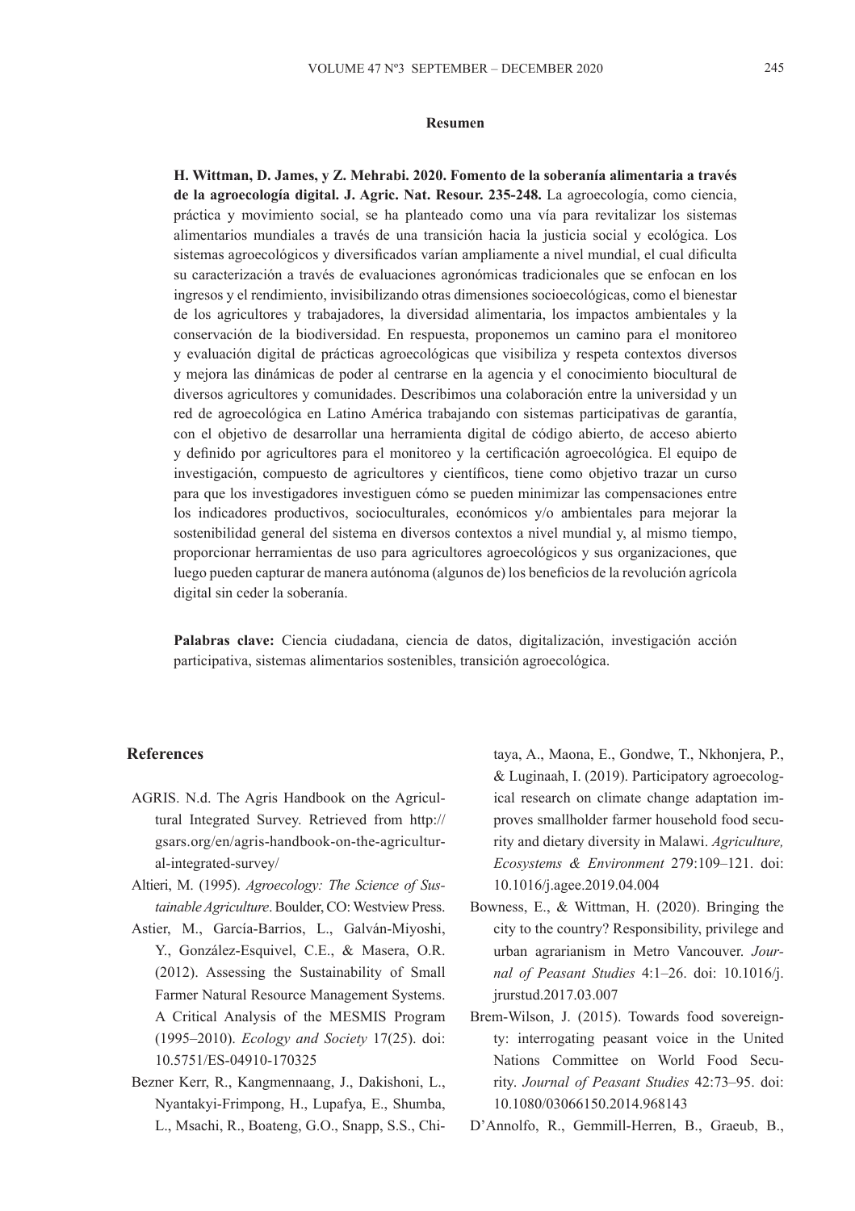## Resumen

**H. Wittman, D. James, y Z. Mehrabi. 2020. Fomento de la soberanía alimentaria a través de la agroecología digital. J. Agric. Nat. Resour. 235-248.** La agroecología, como ciencia, práctica y movimiento social, se ha planteado como una vía para revitalizar los sistemas alimentarios mundiales a través de una transición hacia la justicia social y ecológica. Los sistemas agroecológicos y diversificados varían ampliamente a nivel mundial, el cual dificulta su caracterización a través de evaluaciones agronómicas tradicionales que se enfocan en los ingresos y el rendimiento, invisibilizando otras dimensiones socioecológicas, como el bienestar de los agricultores y trabajadores, la diversidad alimentaria, los impactos ambientales y la conservación de la biodiversidad. En respuesta, proponemos un camino para el monitoreo y evaluación digital de prácticas agroecológicas que visibiliza y respeta contextos diversos y mejora las dinámicas de poder al centrarse en la agencia y el conocimiento biocultural de diversos agricultores y comunidades. Describimos una colaboración entre la universidad y un red de agroecológica en Latino América trabajando con sistemas participativas de garantía, con el objetivo de desarrollar una herramienta digital de código abierto, de acceso abierto y definido por agricultores para el monitoreo y la certificación agroecológica. El equipo de investigación, compuesto de agricultores y científicos, tiene como objetivo trazar un curso para que los investigadores investiguen cómo se pueden minimizar las compensaciones entre los indicadores productivos, socioculturales, económicos y/o ambientales para mejorar la sostenibilidad general del sistema en diversos contextos a nivel mundial y, al mismo tiempo, proporcionar herramientas de uso para agricultores agroecológicos y sus organizaciones, que luego pueden capturar de manera autónoma (algunos de) los beneficios de la revolución agrícola digital sin ceder la soberanía.

**Palabras clave:** Ciencia ciudadana, ciencia de datos, digitalización, investigación acción participativa, sistemas alimentarios sostenibles, transición agroecológica.

## References

AGRIS. N.d. The Agris Handbook on the Agricultural Integrated Survey. Retrieved from http://gsars.org/en/agris-handbook-on-the-agricultural-integrated-survey/

Altieri, M. (1995). *Agroecology: The Science of Sustainable Agriculture*. Boulder, CO: Westview Press.

Astier, M., García-Barrios, L., Galván-Miyoshi, Y., González-Esquivel, C.E., & Masera, O.R. (2012). Assessing the Sustainability of Small Farmer Natural Resource Management Systems. A Critical Analysis of the MESMIS Program (1995–2010). *Ecology and Society* 17(25). doi: 10.5751/ES-04910-170325

Bezner Kerr, R., Kangmennaang, J., Dakishoni, L., Nyantakyi-Frimpong, H., Lupafya, E., Shumba, L., Msachi, R., Boateng, G.O., Snapp, S.S., Chitaya, A., Maona, E., Gondwe, T., Nkhonjera, P., & Luginaah, I. (2019). Participatory agroecological research on climate change adaptation improves smallholder farmer household food security and dietary diversity in Malawi. *Agriculture, Ecosystems & Environment* 279:109–121. doi: 10.1016/j.agee.2019.04.004

Bowness, E., & Wittman, H. (2020). Bringing the city to the country? Responsibility, privilege and urban agrarianism in Metro Vancouver. *Journal of Peasant Studies* 4:1–26. doi: 10.1016/j.jrurstud.2017.03.007

Brem-Wilson, J. (2015). Towards food sovereignty: interrogating peasant voice in the United Nations Committee on World Food Security. *Journal of Peasant Studies* 42:73–95. doi: 10.1080/03066150.2014.968143

D'Annolfo, R., Gemmill-Herren, B., Graeub, B.,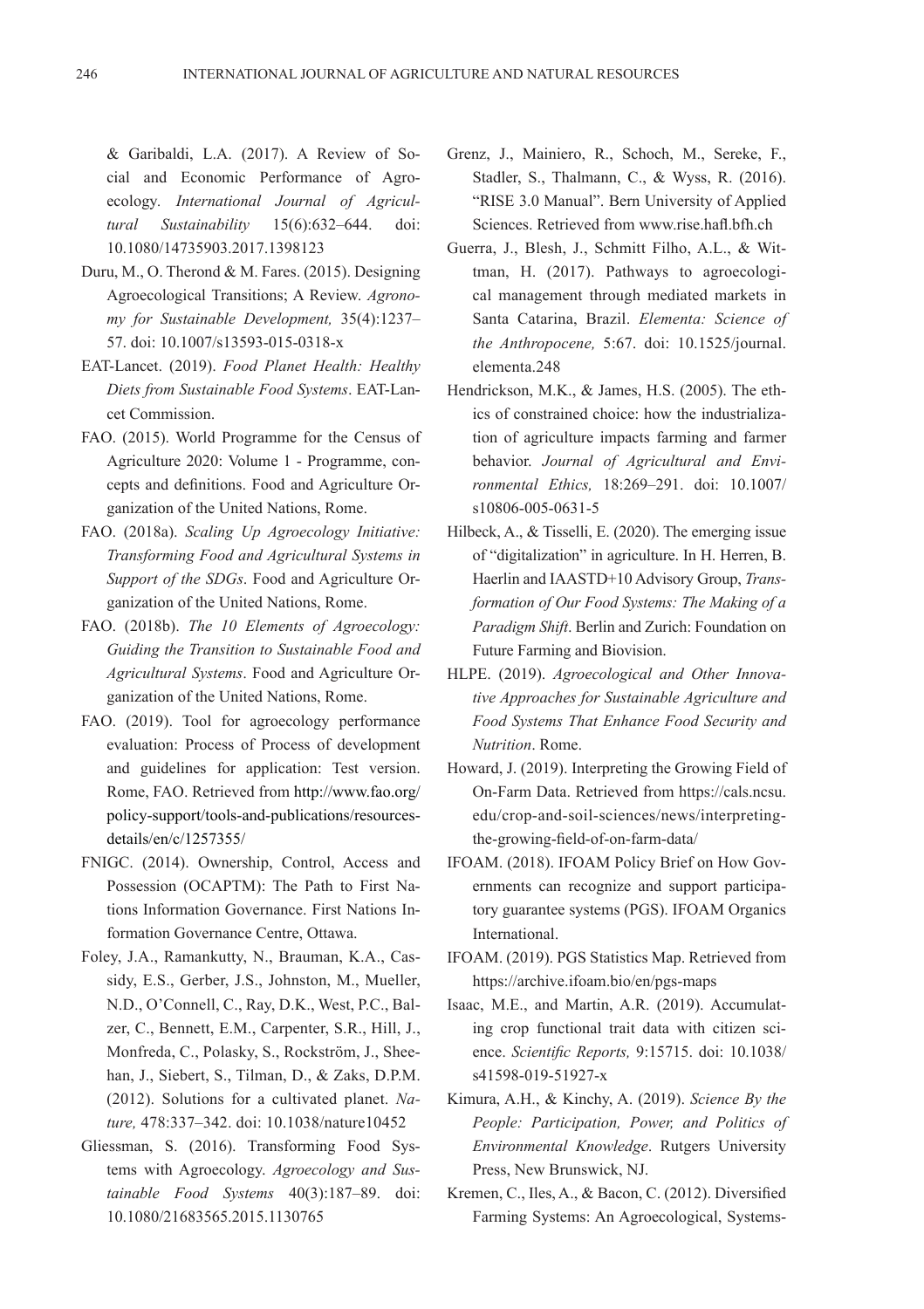& Garibaldi, L.A. (2017). A Review of Social and Economic Performance of Agroecology. *International Journal of Agricultural Sustainability* 15(6):632–644. doi: 10.1080/14735903.2017.1398123

Duru, M., O. Therond & M. Fares. (2015). Designing Agroecological Transitions; A Review. *Agronomy for Sustainable Development,* 35(4):1237–57. doi: 10.1007/s13593-015-0318-x

EAT-Lancet. (2019). *Food Planet Health: Healthy Diets from Sustainable Food Systems*. EAT-Lancet Commission.

FAO. (2015). World Programme for the Census of Agriculture 2020: Volume 1 - Programme, concepts and definitions. Food and Agriculture Organization of the United Nations, Rome.

FAO. (2018a). *Scaling Up Agroecology Initiative: Transforming Food and Agricultural Systems in Support of the SDGs*. Food and Agriculture Organization of the United Nations, Rome.

FAO. (2018b). *The 10 Elements of Agroecology: Guiding the Transition to Sustainable Food and Agricultural Systems*. Food and Agriculture Organization of the United Nations, Rome.

FAO. (2019). Tool for agroecology performance evaluation: Process of Process of development and guidelines for application: Test version. Rome, FAO. Retrieved from http://www.fao.org/policy-support/tools-and-publications/resources-details/en/c/1257355/

FNIGC. (2014). Ownership, Control, Access and Possession (OCAPTM): The Path to First Nations Information Governance. First Nations Information Governance Centre, Ottawa.

Foley, J.A., Ramankutty, N., Brauman, K.A., Cassidy, E.S., Gerber, J.S., Johnston, M., Mueller, N.D., O'Connell, C., Ray, D.K., West, P.C., Balzer, C., Bennett, E.M., Carpenter, S.R., Hill, J., Monfreda, C., Polasky, S., Rockström, J., Sheehan, J., Siebert, S., Tilman, D., & Zaks, D.P.M. (2012). Solutions for a cultivated planet. *Nature,* 478:337–342. doi: 10.1038/nature10452

Gliessman, S. (2016). Transforming Food Systems with Agroecology. *Agroecology and Sustainable Food Systems* 40(3):187–89. doi: 10.1080/21683565.2015.1130765

Grenz, J., Mainiero, R., Schoch, M., Sereke, F., Stadler, S., Thalmann, C., & Wyss, R. (2016). "RISE 3.0 Manual". Bern University of Applied Sciences. Retrieved from www.rise.hafl.bfh.ch

Guerra, J., Blesh, J., Schmitt Filho, A.L., & Wittman, H. (2017). Pathways to agroecological management through mediated markets in Santa Catarina, Brazil. *Elementa: Science of the Anthropocene,* 5:67. doi: 10.1525/journal.elementa.248

Hendrickson, M.K., & James, H.S. (2005). The ethics of constrained choice: how the industrialization of agriculture impacts farming and farmer behavior. *Journal of Agricultural and Environmental Ethics,* 18:269–291. doi: 10.1007/s10806-005-0631-5

Hilbeck, A., & Tisselli, E. (2020). The emerging issue of "digitalization" in agriculture. In H. Herren, B. Haerlin and IAASTD+10 Advisory Group, *Transformation of Our Food Systems: The Making of a Paradigm Shift*. Berlin and Zurich: Foundation on Future Farming and Biovision.

HLPE. (2019). *Agroecological and Other Innovative Approaches for Sustainable Agriculture and Food Systems That Enhance Food Security and Nutrition*. Rome.

Howard, J. (2019). Interpreting the Growing Field of On-Farm Data. Retrieved from https://cals.ncsu.edu/crop-and-soil-sciences/news/interpreting-the-growing-field-of-on-farm-data/

IFOAM. (2018). IFOAM Policy Brief on How Governments can recognize and support participatory guarantee systems (PGS). IFOAM Organics International.

IFOAM. (2019). PGS Statistics Map. Retrieved from https://archive.ifoam.bio/en/pgs-maps

Isaac, M.E., and Martin, A.R. (2019). Accumulating crop functional trait data with citizen science. *Scientific Reports,* 9:15715. doi: 10.1038/s41598-019-51927-x

Kimura, A.H., & Kinchy, A. (2019). *Science By the People: Participation, Power, and Politics of Environmental Knowledge*. Rutgers University Press, New Brunswick, NJ.

Kremen, C., Iles, A., & Bacon, C. (2012). Diversified Farming Systems: An Agroecological, Systems-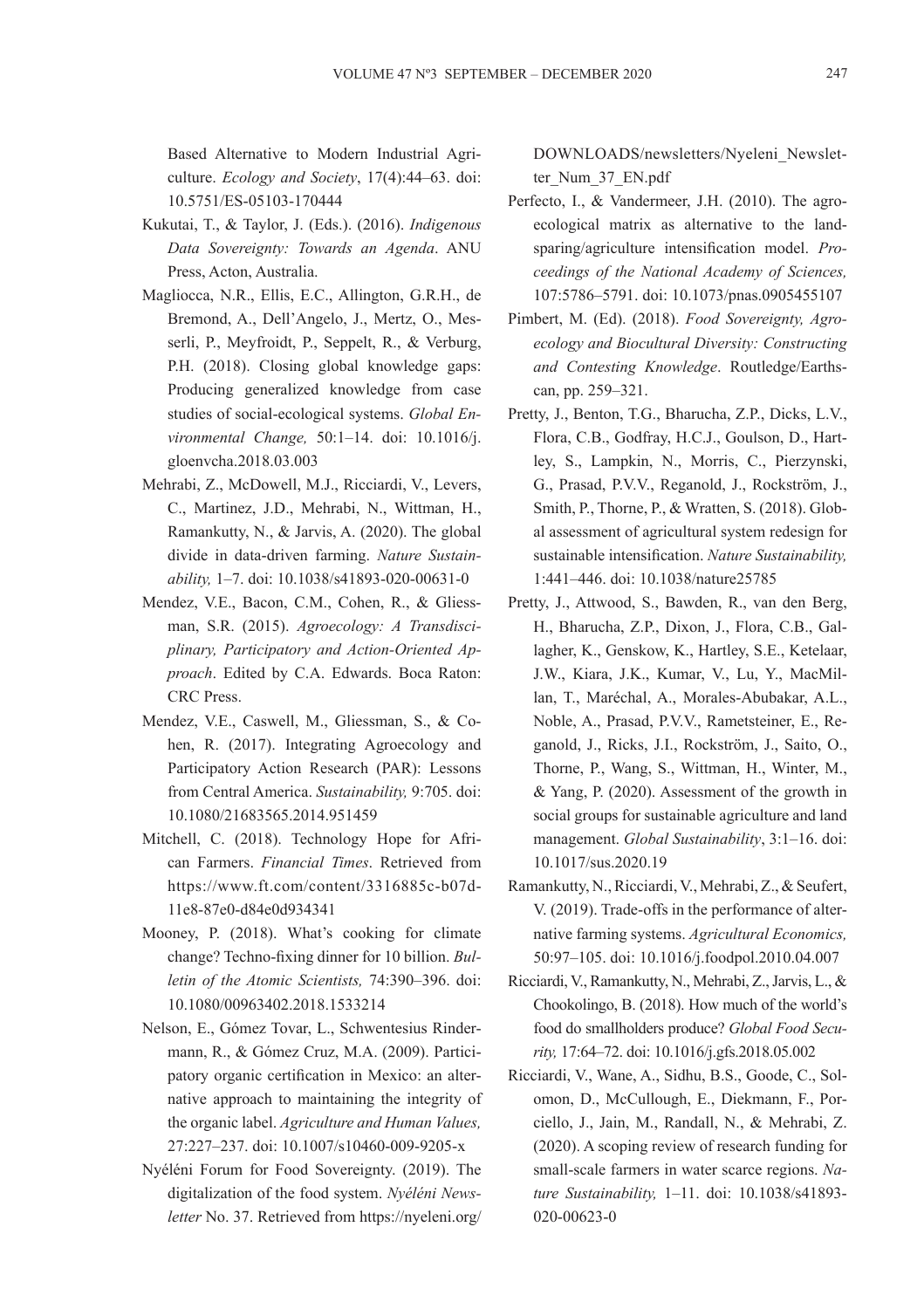Based Alternative to Modern Industrial Agriculture. *Ecology and Society*, 17(4):44–63. doi: 10.5751/ES-05103-170444

Kukutai, T., & Taylor, J. (Eds.). (2016). *Indigenous Data Sovereignty: Towards an Agenda*. ANU Press, Acton, Australia.

Magliocca, N.R., Ellis, E.C., Allington, G.R.H., de Bremond, A., Dell'Angelo, J., Mertz, O., Messerli, P., Meyfroidt, P., Seppelt, R., & Verburg, P.H. (2018). Closing global knowledge gaps: Producing generalized knowledge from case studies of social-ecological systems. *Global Environmental Change,* 50:1–14. doi: 10.1016/j.gloenvcha.2018.03.003

Mehrabi, Z., McDowell, M.J., Ricciardi, V., Levers, C., Martinez, J.D., Mehrabi, N., Wittman, H., Ramankutty, N., & Jarvis, A. (2020). The global divide in data-driven farming. *Nature Sustainability,* 1–7. doi: 10.1038/s41893-020-00631-0

Mendez, V.E., Bacon, C.M., Cohen, R., & Gliessman, S.R. (2015). *Agroecology: A Transdisciplinary, Participatory and Action-Oriented Approach*. Edited by C.A. Edwards. Boca Raton: CRC Press.

Mendez, V.E., Caswell, M., Gliessman, S., & Cohen, R. (2017). Integrating Agroecology and Participatory Action Research (PAR): Lessons from Central America. *Sustainability,* 9:705. doi: 10.1080/21683565.2014.951459

Mitchell, C. (2018). Technology Hope for African Farmers. *Financial Times*. Retrieved from https://www.ft.com/content/3316885c-b07d-11e8-87e0-d84e0d934341

Mooney, P. (2018). What's cooking for climate change? Techno-fixing dinner for 10 billion. *Bulletin of the Atomic Scientists,* 74:390–396. doi: 10.1080/00963402.2018.1533214

Nelson, E., Gómez Tovar, L., Schwentesius Rindermann, R., & Gómez Cruz, M.A. (2009). Participatory organic certification in Mexico: an alternative approach to maintaining the integrity of the organic label. *Agriculture and Human Values,* 27:227–237. doi: 10.1007/s10460-009-9205-x

Nyéléni Forum for Food Sovereignty. (2019). The digitalization of the food system. *Nyéléni Newsletter* No. 37. Retrieved from https://nyeleni.org/DOWNLOADS/newsletters/Nyeleni_Newsletter_Num_37_EN.pdf

Perfecto, I., & Vandermeer, J.H. (2010). The agroecological matrix as alternative to the land-sparing/agriculture intensification model. *Proceedings of the National Academy of Sciences,* 107:5786–5791. doi: 10.1073/pnas.0905455107

Pimbert, M. (Ed). (2018). *Food Sovereignty, Agroecology and Biocultural Diversity: Constructing and Contesting Knowledge*. Routledge/Earthscan, pp. 259–321.

Pretty, J., Benton, T.G., Bharucha, Z.P., Dicks, L.V., Flora, C.B., Godfray, H.C.J., Goulson, D., Hartley, S., Lampkin, N., Morris, C., Pierzynski, G., Prasad, P.V.V., Reganold, J., Rockström, J., Smith, P., Thorne, P., & Wratten, S. (2018). Global assessment of agricultural system redesign for sustainable intensification. *Nature Sustainability,* 1:441–446. doi: 10.1038/nature25785

Pretty, J., Attwood, S., Bawden, R., van den Berg, H., Bharucha, Z.P., Dixon, J., Flora, C.B., Gallagher, K., Genskow, K., Hartley, S.E., Ketelaar, J.W., Kiara, J.K., Kumar, V., Lu, Y., MacMillan, T., Maréchal, A., Morales-Abubakar, A.L., Noble, A., Prasad, P.V.V., Rametsteiner, E., Reganold, J., Ricks, J.I., Rockström, J., Saito, O., Thorne, P., Wang, S., Wittman, H., Winter, M., & Yang, P. (2020). Assessment of the growth in social groups for sustainable agriculture and land management. *Global Sustainability*, 3:1–16. doi: 10.1017/sus.2020.19

Ramankutty, N., Ricciardi, V., Mehrabi, Z., & Seufert, V. (2019). Trade-offs in the performance of alternative farming systems. *Agricultural Economics,* 50:97–105. doi: 10.1016/j.foodpol.2010.04.007

Ricciardi, V., Ramankutty, N., Mehrabi, Z., Jarvis, L., & Chookolingo, B. (2018). How much of the world's food do smallholders produce? *Global Food Security,* 17:64–72. doi: 10.1016/j.gfs.2018.05.002

Ricciardi, V., Wane, A., Sidhu, B.S., Goode, C., Solomon, D., McCullough, E., Diekmann, F., Porciello, J., Jain, M., Randall, N., & Mehrabi, Z. (2020). A scoping review of research funding for small-scale farmers in water scarce regions. *Nature Sustainability,* 1–11. doi: 10.1038/s41893-020-00623-0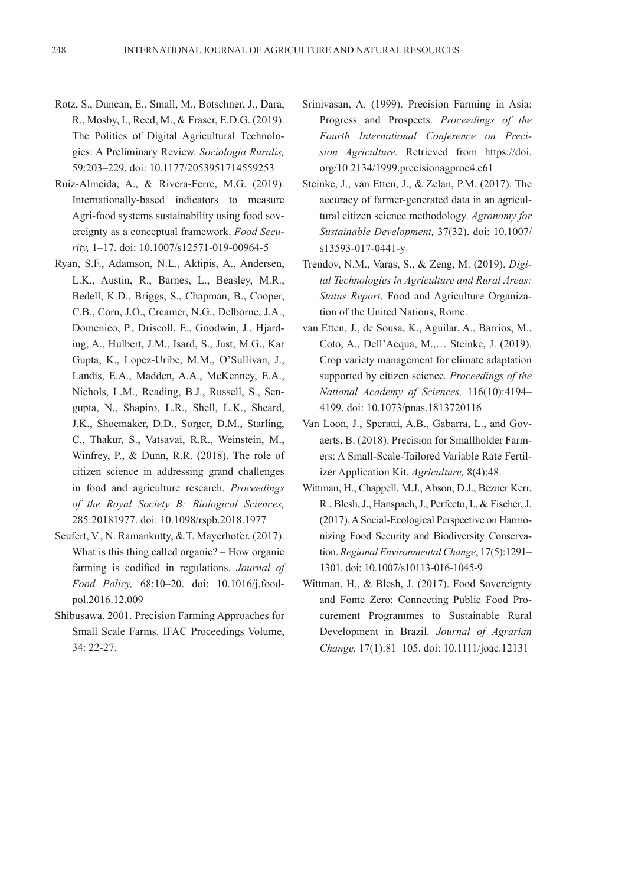Rotz, S., Duncan, E., Small, M., Botschner, J., Dara, R., Mosby, I., Reed, M., & Fraser, E.D.G. (2019). The Politics of Digital Agricultural Technologies: A Preliminary Review. *Sociologia Ruralis,* 59:203–229. doi: 10.1177/2053951714559253

Ruiz-Almeida, A., & Rivera-Ferre, M.G. (2019). Internationally-based indicators to measure Agri-food systems sustainability using food sovereignty as a conceptual framework. *Food Security,* 1–17. doi: 10.1007/s12571-019-00964-5

Ryan, S.F., Adamson, N.L., Aktipis, A., Andersen, L.K., Austin, R., Barnes, L., Beasley, M.R., Bedell, K.D., Briggs, S., Chapman, B., Cooper, C.B., Corn, J.O., Creamer, N.G., Delborne, J.A., Domenico, P., Driscoll, E., Goodwin, J., Hjarding, A., Hulbert, J.M., Isard, S., Just, M.G., Kar Gupta, K., Lopez-Uribe, M.M., O'Sullivan, J., Landis, E.A., Madden, A.A., McKenney, E.A., Nichols, L.M., Reading, B.J., Russell, S., Sengupta, N., Shapiro, L.R., Shell, L.K., Sheard, J.K., Shoemaker, D.D., Sorger, D.M., Starling, C., Thakur, S., Vatsavai, R.R., Weinstein, M., Winfrey, P., & Dunn, R.R. (2018). The role of citizen science in addressing grand challenges in food and agriculture research. *Proceedings of the Royal Society B: Biological Sciences,* 285:20181977. doi: 10.1098/rspb.2018.1977

Seufert, V., N. Ramankutty, & T. Mayerhofer. (2017). What is this thing called organic? – How organic farming is codified in regulations. *Journal of Food Policy,* 68:10–20. doi: 10.1016/j.foodpol.2016.12.009

Shibusawa. 2001. Precision Farming Approaches for Small Scale Farms. IFAC Proceedings Volume, 34: 22-27.

Srinivasan, A. (1999). Precision Farming in Asia: Progress and Prospects. *Proceedings of the Fourth International Conference on Precision Agriculture.* Retrieved from https://doi.org/10.2134/1999.precisionagproc4.c61

Steinke, J., van Etten, J., & Zelan, P.M. (2017). The accuracy of farmer-generated data in an agricultural citizen science methodology. *Agronomy for Sustainable Development,* 37(32). doi: 10.1007/s13593-017-0441-y

Trendov, N.M., Varas, S., & Zeng, M. (2019). *Digital Technologies in Agriculture and Rural Areas: Status Report*. Food and Agriculture Organization of the United Nations, Rome.

van Etten, J., de Sousa, K., Aguilar, A., Barrios, M., Coto, A., Dell'Acqua, M.,… Steinke, J. (2019). Crop variety management for climate adaptation supported by citizen science*. Proceedings of the National Academy of Sciences,* 116(10):4194–4199. doi: 10.1073/pnas.1813720116

Van Loon, J., Speratti, A.B., Gabarra, L., and Govaerts, B. (2018). Precision for Smallholder Farmers: A Small-Scale-Tailored Variable Rate Fertilizer Application Kit. *Agriculture,* 8(4):48.

Wittman, H., Chappell, M.J., Abson, D.J., Bezner Kerr, R., Blesh, J., Hanspach, J., Perfecto, I., & Fischer, J. (2017). A Social-Ecological Perspective on Harmonizing Food Security and Biodiversity Conservation. *Regional Environmental Change*, 17(5):1291–1301. doi: 10.1007/s10113-016-1045-9

Wittman, H., & Blesh, J. (2017). Food Sovereignty and Fome Zero: Connecting Public Food Procurement Programmes to Sustainable Rural Development in Brazil. *Journal of Agrarian Change,* 17(1):81–105. doi: 10.1111/joac.12131